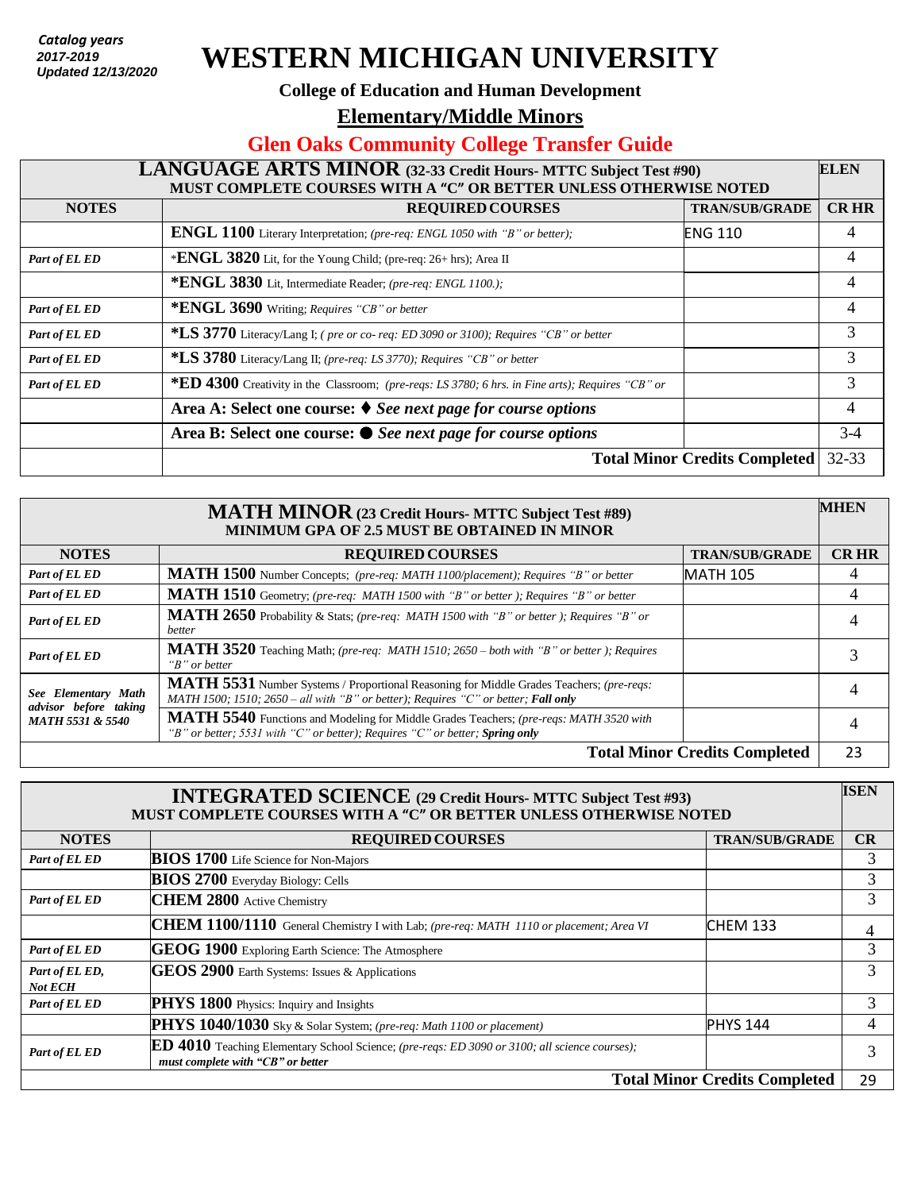*Catalog years 2017-2019 Updated 12/13/2020*

# WESTERN MICHIGAN UNIVERSITY

**College of Education and Human Development**

## Elementary/Middle Minors

## Glen Oaks Community College Transfer Guide

| LANGUAGE ARTS MINOR (32-33 Credit Hours- MTTC Subject Test #90) MUST COMPLETE COURSES WITH A "C" OR BETTER UNLESS OTHERWISE NOTED | | | ELEN |
|---|---|---|---|
| **NOTES** | **REQUIRED COURSES** | **TRAN/SUB/GRADE** | **CR HR** |
| | **ENGL 1100** Literary Interpretation; *(pre-req: ENGL 1050 with "B" or better);* | ENG 110 | 4 |
| *Part of EL ED* | ***ENGL 3820** Lit, for the Young Child; (pre-req: 26+ hrs); Area II | | 4 |
| | ***ENGL 3830** Lit, Intermediate Reader; *(pre-req: ENGL 1100.);* | | 4 |
| *Part of EL ED* | ***ENGL 3690** Writing; *Requires "CB" or better* | | 4 |
| *Part of EL ED* | ***LS 3770** Literacy/Lang I; *( pre or co- req: ED 3090 or 3100); Requires "CB" or better* | | 3 |
| *Part of EL ED* | ***LS 3780** Literacy/Lang II; *(pre-req: LS 3770); Requires "CB" or better* | | 3 |
| *Part of EL ED* | ***ED 4300** Creativity in the Classroom; *(pre-reqs: LS 3780; 6 hrs. in Fine arts); Requires "CB" or* | | 3 |
| | **Area A: Select one course: ♦** ***See next page for course options*** | | 4 |
| | **Area B: Select one course: ●** ***See next page for course options*** | | 3-4 |
| | **Total Minor Credits Completed** | | 32-33 |

| MATH MINOR (23 Credit Hours- MTTC Subject Test #89) MINIMUM GPA OF 2.5 MUST BE OBTAINED IN MINOR | | | MHEN |
|---|---|---|---|
| **NOTES** | **REQUIRED COURSES** | **TRAN/SUB/GRADE** | **CR HR** |
| *Part of EL ED* | **MATH 1500** Number Concepts; *(pre-req: MATH 1100/placement); Requires "B" or better* | MATH 105 | 4 |
| *Part of EL ED* | **MATH 1510** Geometry; *(pre-req: MATH 1500 with "B" or better ); Requires "B" or better* | | 4 |
| *Part of EL ED* | **MATH 2650** Probability & Stats; *(pre-req: MATH 1500 with "B" or better ); Requires "B" or better* | | 4 |
| *Part of EL ED* | **MATH 3520** Teaching Math; *(pre-req: MATH 1510; 2650 – both with "B" or better ); Requires "B" or better* | | 3 |
| *See Elementary Math advisor before taking MATH 5531 & 5540* | **MATH 5531** Number Systems / Proportional Reasoning for Middle Grades Teachers; *(pre-reqs: MATH 1500; 1510; 2650 – all with "B" or better); Requires "C" or better;* ***Fall only*** | | 4 |
| | **MATH 5540** Functions and Modeling for Middle Grades Teachers; *(pre-reqs: MATH 3520 with "B" or better; 5531 with "C" or better); Requires "C" or better;* ***Spring only*** | | 4 |
| | **Total Minor Credits Completed** | | 23 |

| INTEGRATED SCIENCE (29 Credit Hours- MTTC Subject Test #93) MUST COMPLETE COURSES WITH A "C" OR BETTER UNLESS OTHERWISE NOTED | | | ISEN |
|---|---|---|---|
| **NOTES** | **REQUIRED COURSES** | **TRAN/SUB/GRADE** | **CR** |
| *Part of EL ED* | **BIOS 1700** Life Science for Non-Majors | | 3 |
| | **BIOS 2700** Everyday Biology: Cells | | 3 |
| *Part of EL ED* | **CHEM 2800** Active Chemistry | | 3 |
| | **CHEM 1100/1110** General Chemistry I with Lab; *(pre-req: MATH 1110 or placement; Area VI* | CHEM 133 | 4 |
| *Part of EL ED* | **GEOG 1900** Exploring Earth Science: The Atmosphere | | 3 |
| *Part of EL ED, Not ECH* | **GEOS 2900** Earth Systems: Issues & Applications | | 3 |
| *Part of EL ED* | **PHYS 1800** Physics: Inquiry and Insights | | 3 |
| | **PHYS 1040/1030** Sky & Solar System; *(pre-req: Math 1100 or placement)* | PHYS 144 | 4 |
| *Part of EL ED* | **ED 4010** Teaching Elementary School Science; *(pre-reqs: ED 3090 or 3100; all science courses);* ***must complete with "CB" or better*** | | 3 |
| | **Total Minor Credits Completed** | | 29 |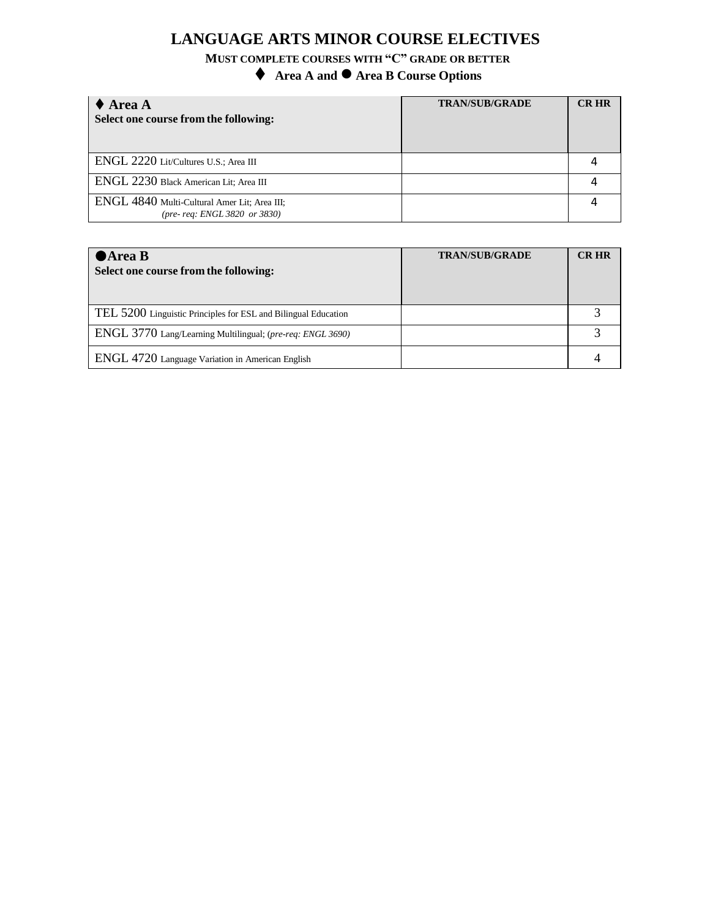# LANGUAGE ARTS MINOR COURSE ELECTIVES

**MUST COMPLETE COURSES WITH "C" GRADE OR BETTER**

**♦ Area A and ● Area B Course Options**

| ♦ **Area A**<br>**Select one course from the following:** | **TRAN/SUB/GRADE** | **CR HR** |
|---|---|---|
| ENGL 2220 Lit/Cultures U.S.; Area III | | 4 |
| ENGL 2230 Black American Lit; Area III | | 4 |
| ENGL 4840 Multi-Cultural Amer Lit; Area III; *(pre- req: ENGL 3820 or 3830)* | | 4 |

| ●**Area B**<br>**Select one course from the following:** | **TRAN/SUB/GRADE** | **CR HR** |
|---|---|---|
| TEL 5200 Linguistic Principles for ESL and Bilingual Education | | 3 |
| ENGL 3770 Lang/Learning Multilingual; (*pre-req: ENGL 3690)* | | 3 |
| ENGL 4720 Language Variation in American English | | 4 |